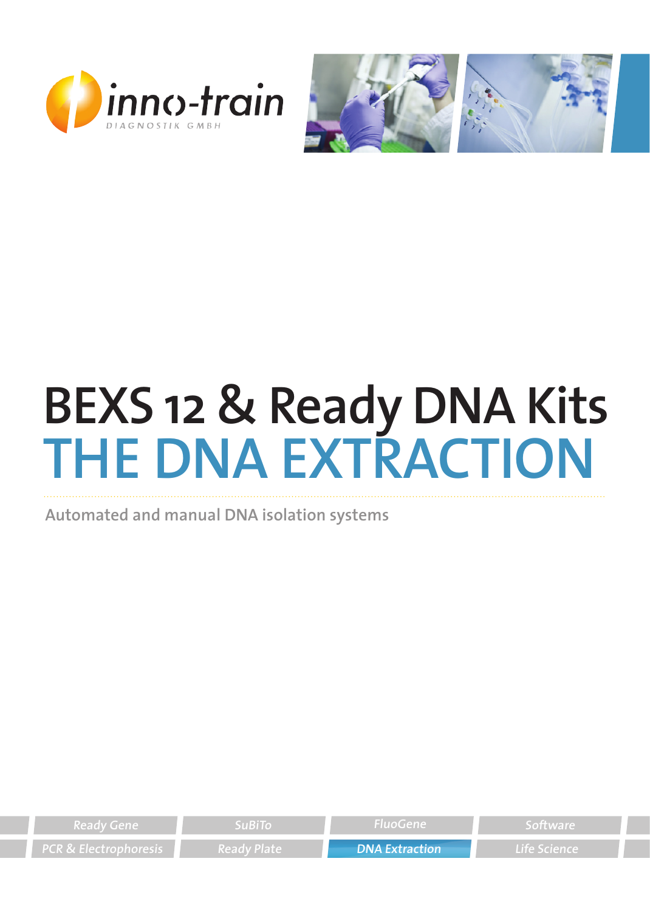inno-train
DIAGNOSTIK GMBH

# BEXS 12 & Ready DNA Kits
# THE DNA EXTRACTION

Automated and manual DNA isolation systems

Ready Gene | SuBiTo | FluoGene | Software

PCR & Electrophoresis | Ready Plate | DNA Extraction | Life Science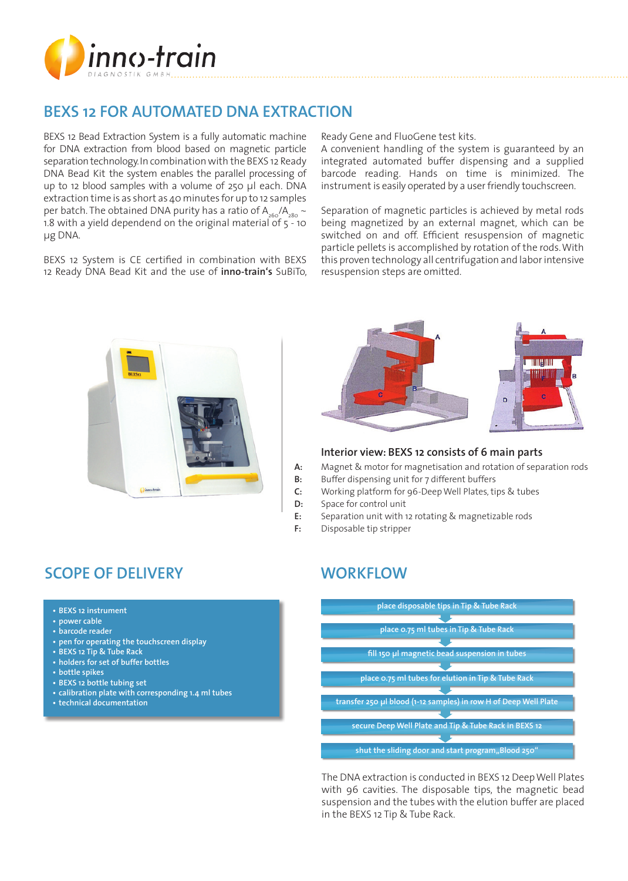# BEXS 12 FOR AUTOMATED DNA EXTRACTION

BEXS 12 Bead Extraction System is a fully automatic machine for DNA extraction from blood based on magnetic particle separation technology. In combination with the BEXS 12 Ready DNA Bead Kit the system enables the parallel processing of up to 12 blood samples with a volume of 250 µl each. DNA extraction time is as short as 40 minutes for up to 12 samples per batch. The obtained DNA purity has a ratio of $A_{260}/A_{280}$ ~ 1.8 with a yield dependend on the original material of 5 - 10 µg DNA.

BEXS 12 System is CE certified in combination with BEXS 12 Ready DNA Bead Kit and the use of **inno-train's** SuBiTo, Ready Gene and FluoGene test kits.

A convenient handling of the system is guaranteed by an integrated automated buffer dispensing and a supplied barcode reading. Hands on time is minimized. The instrument is easily operated by a user friendly touchscreen.

Separation of magnetic particles is achieved by metal rods being magnetized by an external magnet, which can be switched on and off. Efficient resuspension of magnetic particle pellets is accomplished by rotation of the rods. With this proven technology all centrifugation and labor intensive resuspension steps are omitted.

### Interior view: BEXS 12 consists of 6 main parts

- A: Magnet & motor for magnetisation and rotation of separation rods
- B: Buffer dispensing unit for 7 different buffers
- C: Working platform for 96-Deep Well Plates, tips & tubes
- D: Space for control unit
- E: Separation unit with 12 rotating & magnetizable rods
- F: Disposable tip stripper

## SCOPE OF DELIVERY

- BEXS 12 instrument
- power cable
- barcode reader
- pen for operating the touchscreen display
- BEXS 12 Tip & Tube Rack
- holders for set of buffer bottles
- bottle spikes
- BEXS 12 bottle tubing set
- calibration plate with corresponding 1.4 ml tubes
- technical documentation

## WORKFLOW

1. place disposable tips in Tip & Tube Rack
2. place 0.75 ml tubes in Tip & Tube Rack
3. fill 150 µl magnetic bead suspension in tubes
4. place 0.75 ml tubes for elution in Tip & Tube Rack
5. transfer 250 µl blood (1-12 samples) in row H of Deep Well Plate
6. secure Deep Well Plate and Tip & Tube Rack in BEXS 12
7. shut the sliding door and start program „Blood 250"

The DNA extraction is conducted in BEXS 12 Deep Well Plates with 96 cavities. The disposable tips, the magnetic bead suspension and the tubes with the elution buffer are placed in the BEXS 12 Tip & Tube Rack.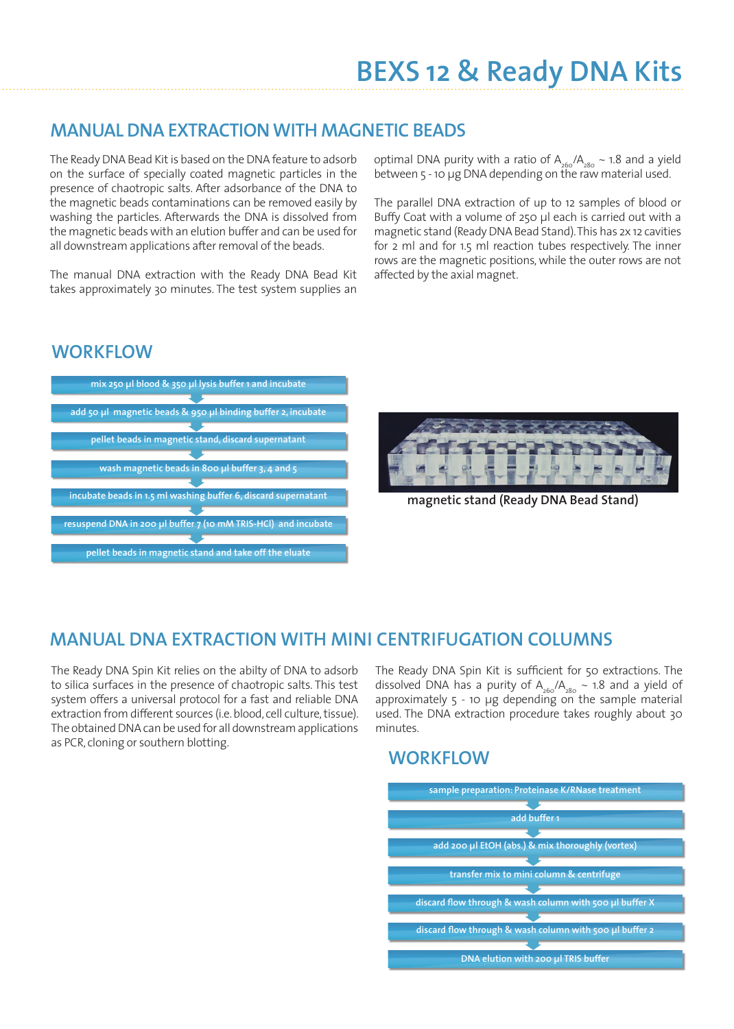# BEXS 12 & Ready DNA Kits

## MANUAL DNA EXTRACTION WITH MAGNETIC BEADS

The Ready DNA Bead Kit is based on the DNA feature to adsorb on the surface of specially coated magnetic particles in the presence of chaotropic salts. After adsorbance of the DNA to the magnetic beads contaminations can be removed easily by washing the particles. Afterwards the DNA is dissolved from the magnetic beads with an elution buffer and can be used for all downstream applications after removal of the beads.

The manual DNA extraction with the Ready DNA Bead Kit takes approximately 30 minutes. The test system supplies an optimal DNA purity with a ratio of $A_{260}/A_{280}$ ~ 1.8 and a yield between 5 - 10 µg DNA depending on the raw material used.

The parallel DNA extraction of up to 12 samples of blood or Buffy Coat with a volume of 250 µl each is carried out with a magnetic stand (Ready DNA Bead Stand). This has 2x 12 cavities for 2 ml and for 1.5 ml reaction tubes respectively. The inner rows are the magnetic positions, while the outer rows are not affected by the axial magnet.

## WORKFLOW

- mix 250 µl blood & 350 µl lysis buffer 1 and incubate
- add 50 µl magnetic beads & 950 µl binding buffer 2, incubate
- pellet beads in magnetic stand, discard supernatant
- wash magnetic beads in 800 µl buffer 3, 4 and 5
- incubate beads in 1.5 ml washing buffer 6, discard supernatant
- resuspend DNA in 200 µl buffer 7 (10 mM TRIS-HCl) and incubate
- pellet beads in magnetic stand and take off the eluate

magnetic stand (Ready DNA Bead Stand)

## MANUAL DNA EXTRACTION WITH MINI CENTRIFUGATION COLUMNS

The Ready DNA Spin Kit relies on the abilty of DNA to adsorb to silica surfaces in the presence of chaotropic salts. This test system offers a universal protocol for a fast and reliable DNA extraction from different sources (i.e. blood, cell culture, tissue). The obtained DNA can be used for all downstream applications as PCR, cloning or southern blotting.

The Ready DNA Spin Kit is sufficient for 50 extractions. The dissolved DNA has a purity of $A_{260}/A_{280}$ ~ 1.8 and a yield of approximately 5 - 10 µg depending on the sample material used. The DNA extraction procedure takes roughly about 30 minutes.

## WORKFLOW

- sample preparation: Proteinase K/RNase treatment
- add buffer 1
- add 200 µl EtOH (abs.) & mix thoroughly (vortex)
- transfer mix to mini column & centrifuge
- discard flow through & wash column with 500 µl buffer X
- discard flow through & wash column with 500 µl buffer 2
- DNA elution with 200 µl TRIS buffer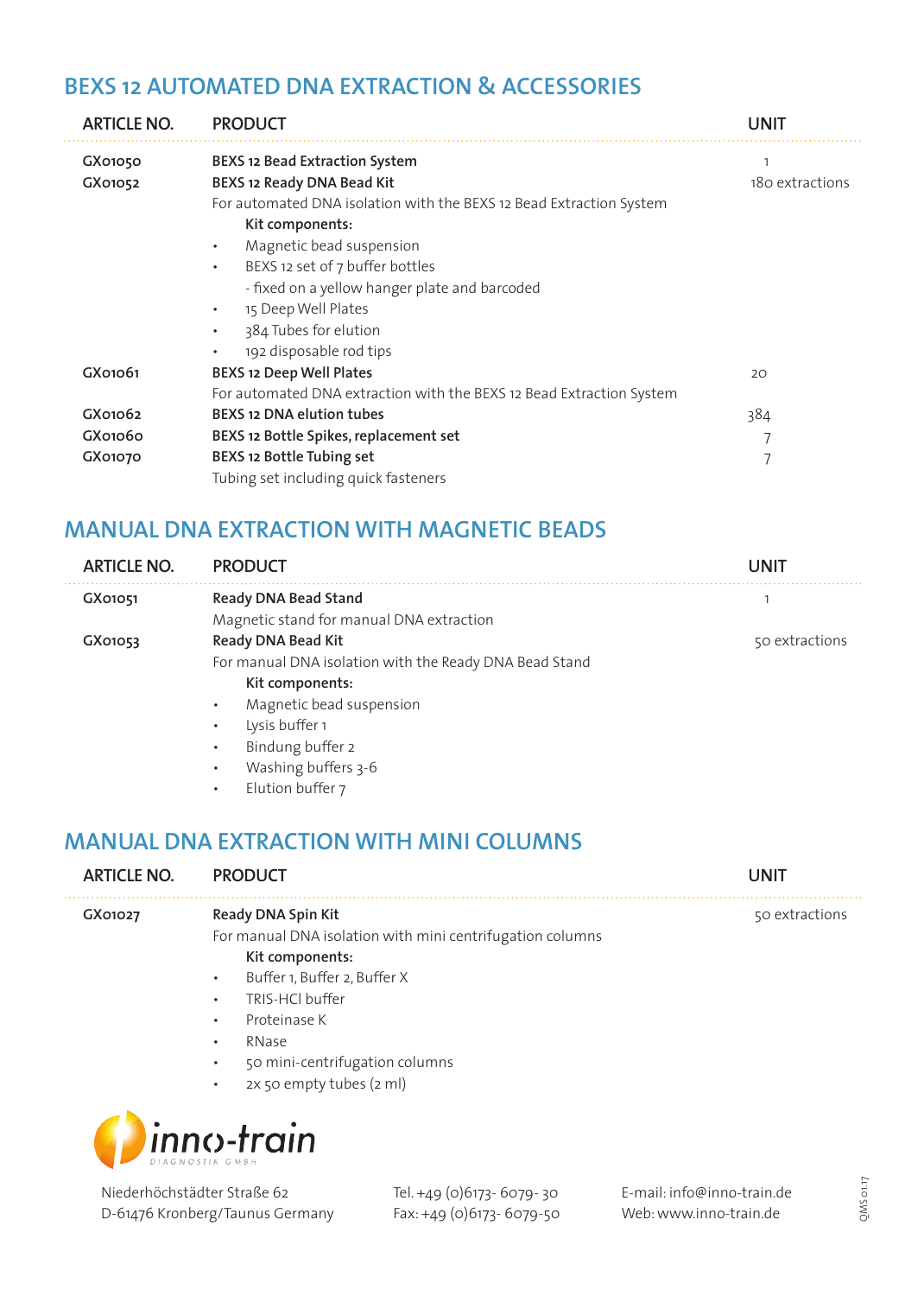## BEXS 12 AUTOMATED DNA EXTRACTION & ACCESSORIES

| ARTICLE NO. | PRODUCT | UNIT |
|---|---|---|
| GX01050 | **BEXS 12 Bead Extraction System** | 1 |
| GX01052 | **BEXS 12 Ready DNA Bead Kit**<br>For automated DNA isolation with the BEXS 12 Bead Extraction System<br>**Kit components:**<br>• Magnetic bead suspension<br>• BEXS 12 set of 7 buffer bottles<br>- fixed on a yellow hanger plate and barcoded<br>• 15 Deep Well Plates<br>• 384 Tubes for elution<br>• 192 disposable rod tips | 180 extractions |
| GX01061 | **BEXS 12 Deep Well Plates**<br>For automated DNA extraction with the BEXS 12 Bead Extraction System | 20 |
| GX01062 | **BEXS 12 DNA elution tubes** | 384 |
| GX01060 | **BEXS 12 Bottle Spikes, replacement set** | 7 |
| GX01070 | **BEXS 12 Bottle Tubing set**<br>Tubing set including quick fasteners | 7 |

## MANUAL DNA EXTRACTION WITH MAGNETIC BEADS

| ARTICLE NO. | PRODUCT | UNIT |
|---|---|---|
| GX01051 | **Ready DNA Bead Stand**<br>Magnetic stand for manual DNA extraction | 1 |
| GX01053 | **Ready DNA Bead Kit**<br>For manual DNA isolation with the Ready DNA Bead Stand<br>**Kit components:**<br>• Magnetic bead suspension<br>• Lysis buffer 1<br>• Bindung buffer 2<br>• Washing buffers 3-6<br>• Elution buffer 7 | 50 extractions |

## MANUAL DNA EXTRACTION WITH MINI COLUMNS

| ARTICLE NO. | PRODUCT | UNIT |
|---|---|---|
| GX01027 | **Ready DNA Spin Kit**<br>For manual DNA isolation with mini centrifugation columns<br>**Kit components:**<br>• Buffer 1, Buffer 2, Buffer X<br>• TRIS-HCl buffer<br>• Proteinase K<br>• RNase<br>• 50 mini-centrifugation columns<br>• 2x 50 empty tubes (2 ml) | 50 extractions |

inno-train DIAGNOSTIK GMBH

Niederhöchstädter Straße 62
D-61476 Kronberg/Taunus Germany

Tel. +49 (0)6173- 6079- 30
Fax: +49 (0)6173- 6079-50

E-mail: info@inno-train.de
Web: www.inno-train.de

QMS 01.17